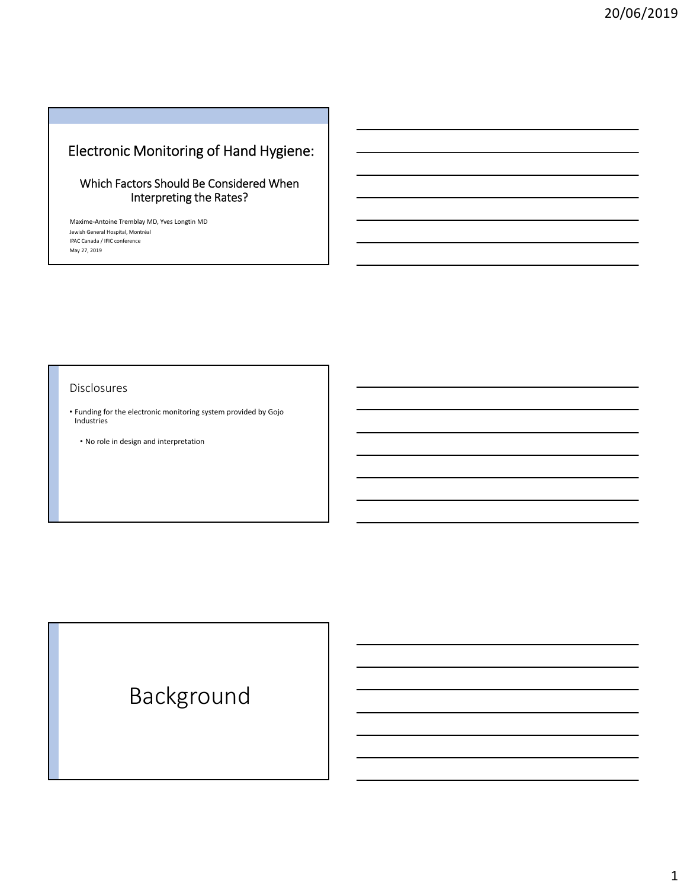# Electronic Monitoring of Hand Hygiene:

## Which Factors Should Be Considered When Interpreting the Rates?

Maxime-Antoine Tremblay MD, Yves Longtin MD

Jewish General Hospital, Montréal

IPAC Canada / IFIC conference

May 27, 2019

## Disclosures

- Funding for the electronic monitoring system provided by Gojo Industries
  - No role in design and interpretation

# Background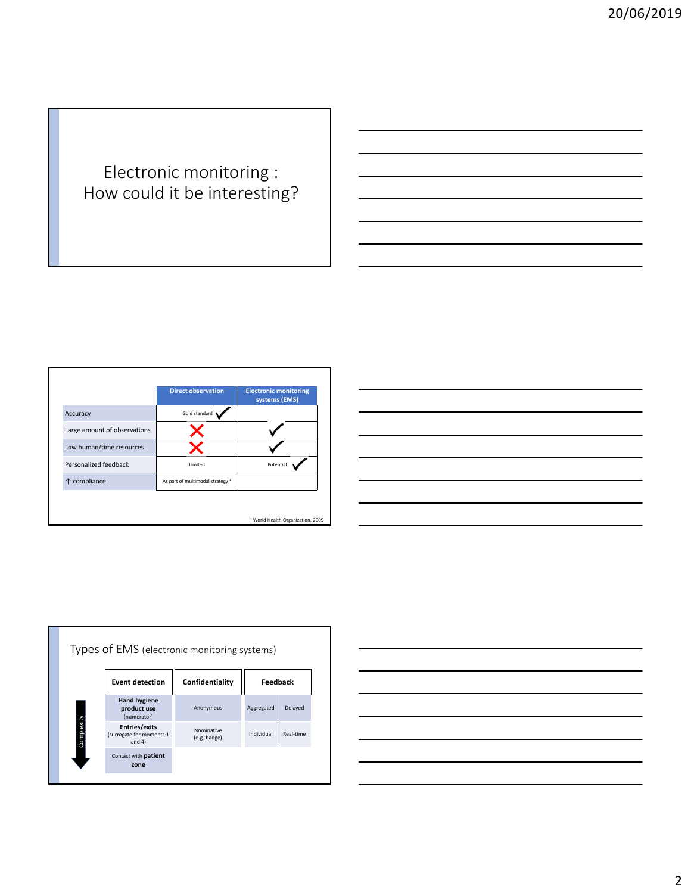## Electronic monitoring : How could it be interesting?

| | Direct observation | Electronic monitoring systems (EMS) |
|---|---|---|
| Accuracy | Gold standard ✓ | |
| Large amount of observations | ✗ | ✓ |
| Low human/time resources | ✗ | ✓ |
| Personalized feedback | Limited | Potential ✓ |
| ↑ compliance | As part of multimodal strategy [1] | |

[1] World Health Organization, 2009

## Types of EMS (electronic monitoring systems)

Complexity ↓

| Event detection | Confidentiality | Feedback | |
|---|---|---|---|
| **Hand hygiene product use** (numerator) | Anonymous | Aggregated | Delayed |
| **Entries/exits** (surrogate for moments 1 and 4) | Nominative (e.g. badge) | Individual | Real-time |
| Contact with **patient zone** | | | |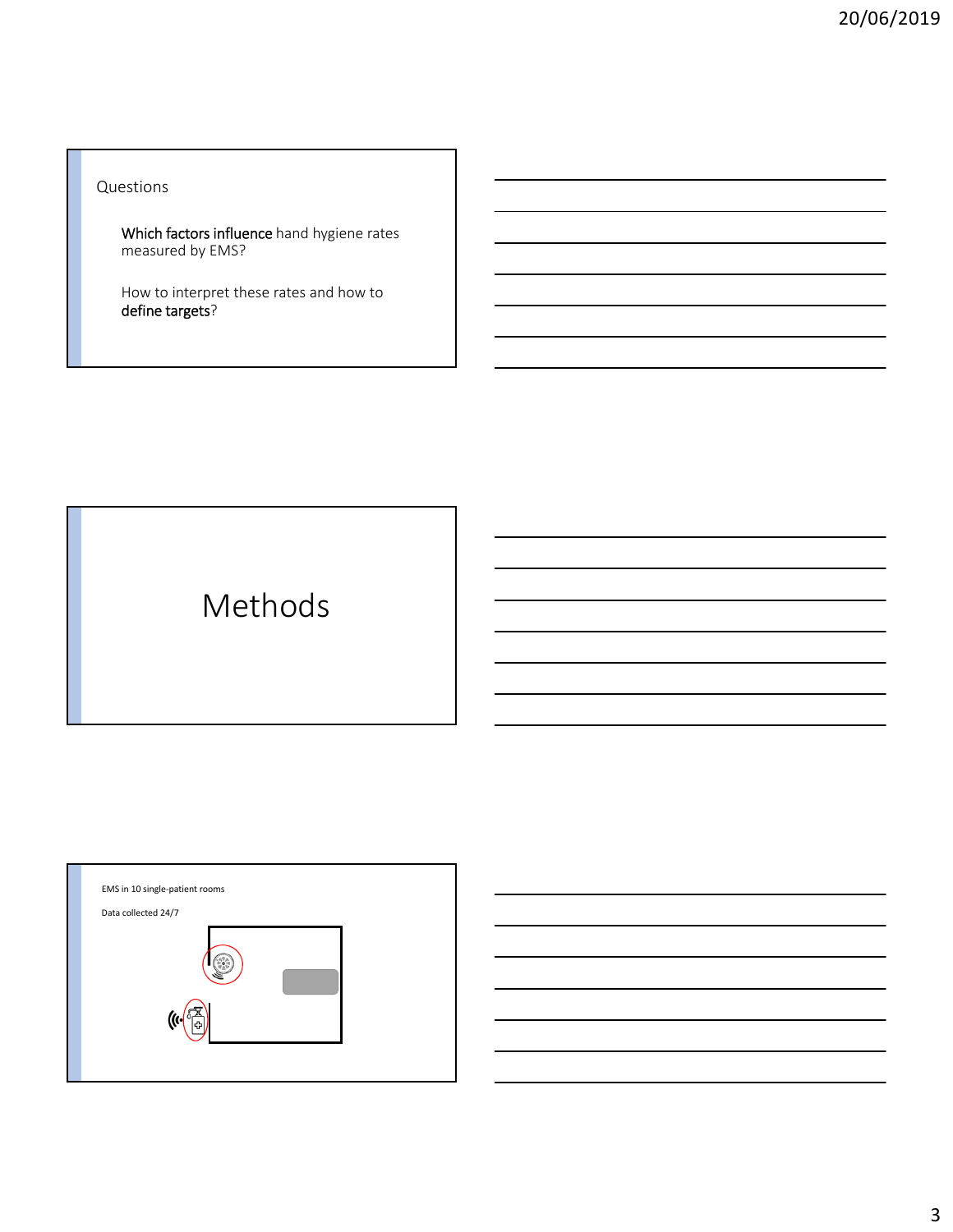## Questions

**Which factors influence** hand hygiene rates measured by EMS?

How to interpret these rates and how to **define targets**?

# Methods

EMS in 10 single-patient rooms

Data collected 24/7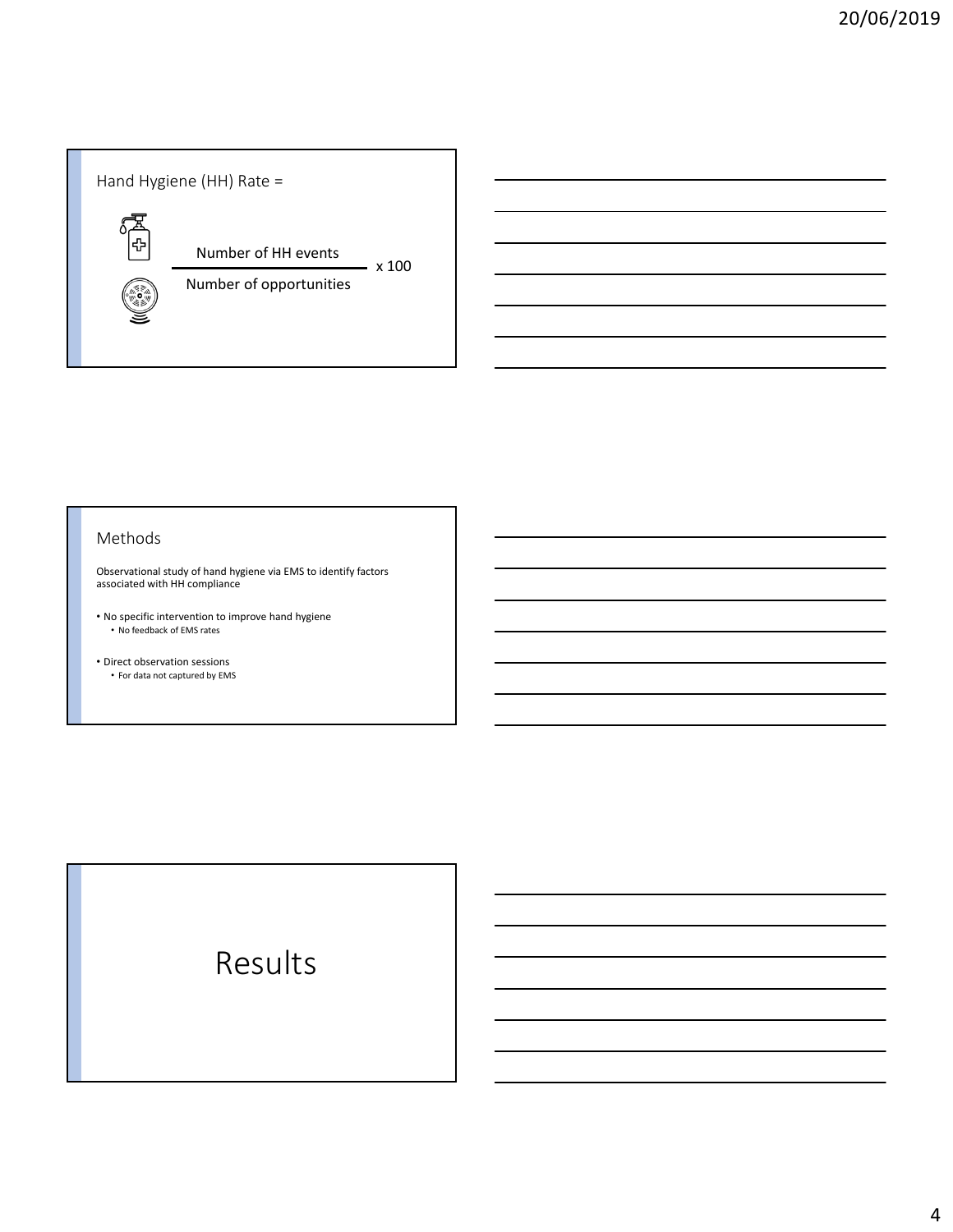Hand Hygiene (HH) Rate =

$$\frac{\text{Number of HH events}}{\text{Number of opportunities}} \times 100$$

## Methods

Observational study of hand hygiene via EMS to identify factors associated with HH compliance

- No specific intervention to improve hand hygiene
  - No feedback of EMS rates
- Direct observation sessions
  - For data not captured by EMS

# Results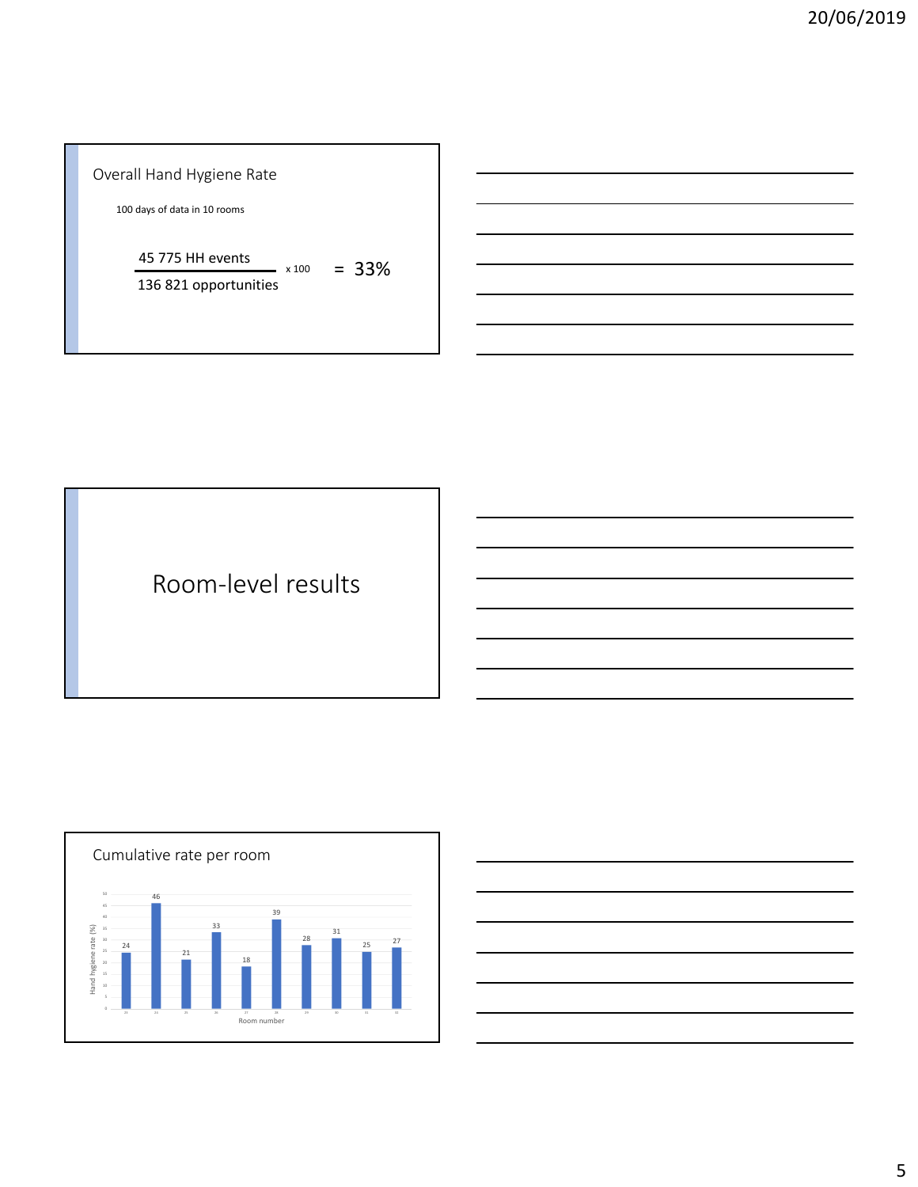## Overall Hand Hygiene Rate

100 days of data in 10 rooms

$$\frac{\text{45 775 HH events}}{\text{136 821 opportunities}} \times 100 = 33\%$$

## Room-level results

## Cumulative rate per room

Hand hygiene rate (%) by Room number:

| Room number | 21 | 23 | 25 | 26 | 27 | 28 | 29 | 30 | 31 | 32 |
|---|---|---|---|---|---|---|---|---|---|---|
| Hand hygiene rate (%) | 24 | 46 | 21 | 33 | 18 | 39 | 28 | 31 | 25 | 27 |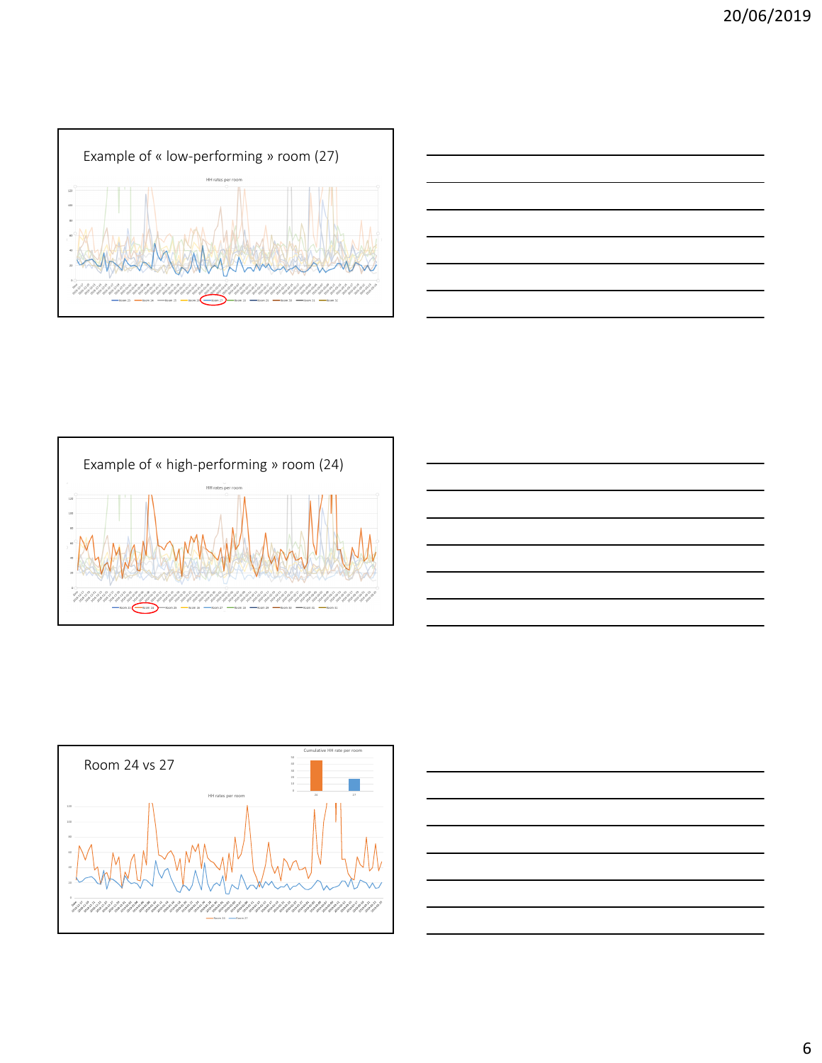## Example of « low-performing » room (27)

HH rates per room

## Example of « high-performing » room (24)

HH rates per room

## Room 24 vs 27

Cumulative HH rate per room

HH rates per room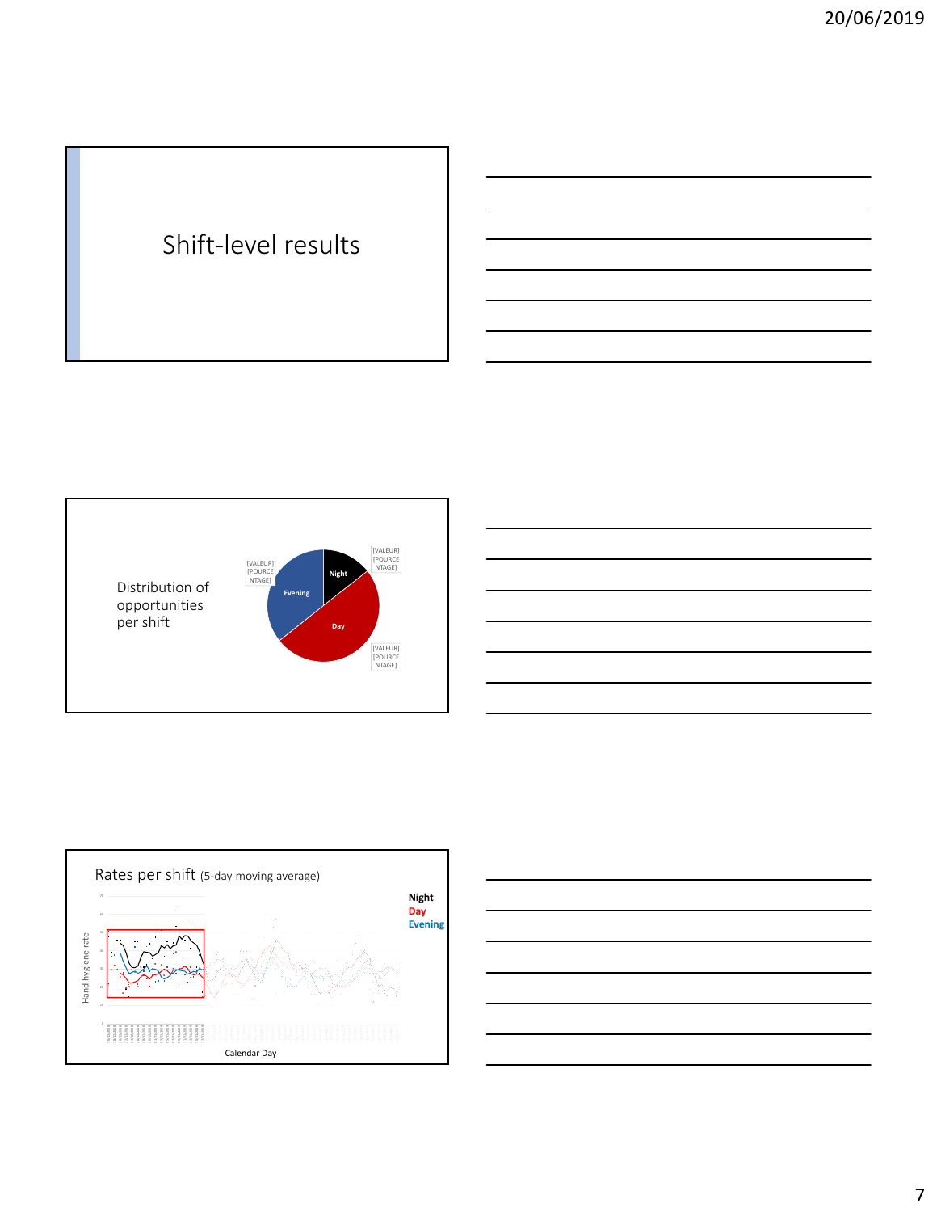# Shift-level results

Distribution of opportunities per shift

[VALEUR]
[POURCENTAGE]

Night

Evening

Day

[VALEUR]
[POURCENTAGE]

[VALEUR]
[POURCENTAGE]

Rates per shift (5-day moving average)

Night
Day
Evening

Hand hygiene rate

Calendar Day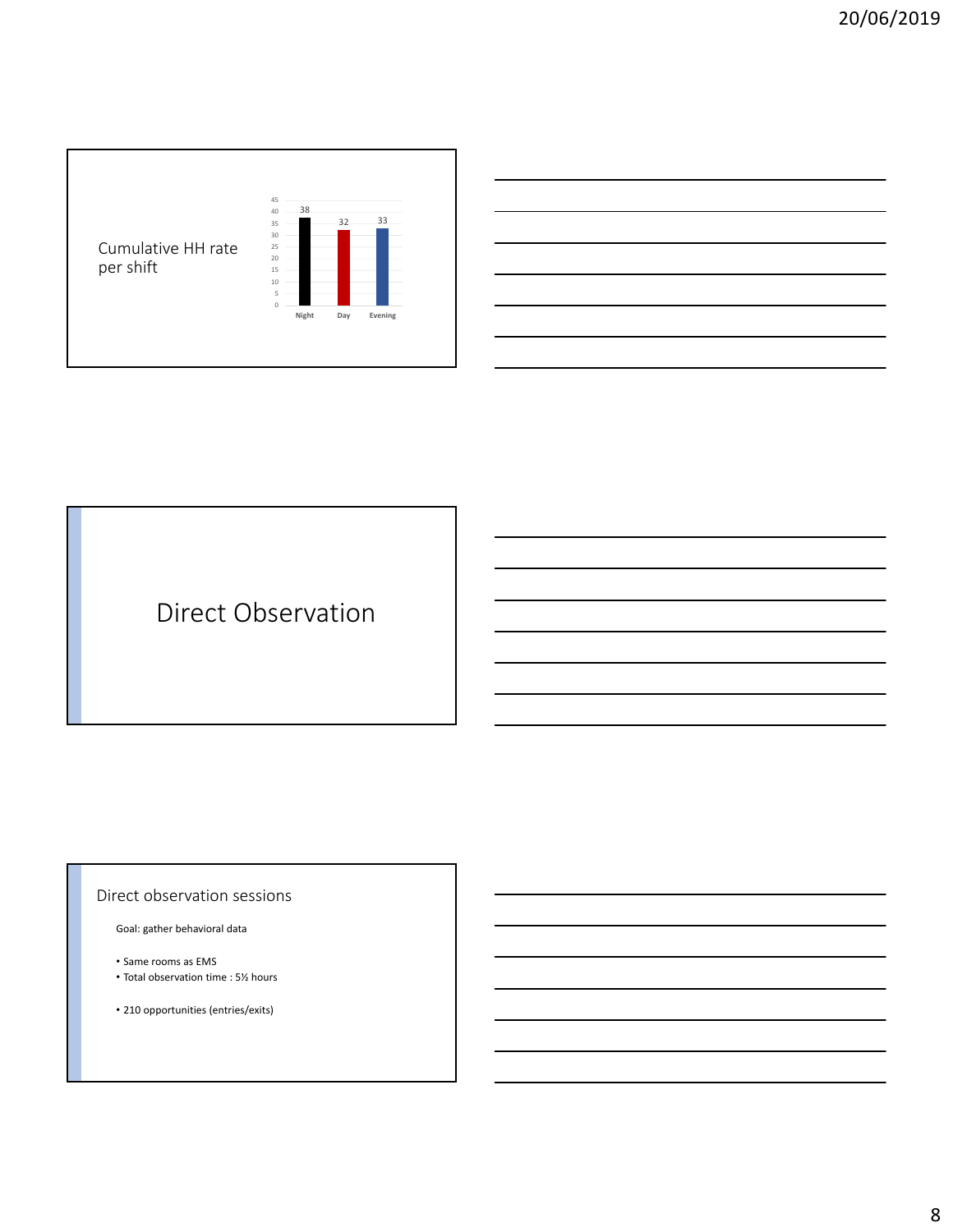## Cumulative HH rate per shift

| Shift | HH rate |
|---|---|
| Night | 38 |
| Day | 32 |
| Evening | 33 |

# Direct Observation

## Direct observation sessions

Goal: gather behavioral data

- Same rooms as EMS
- Total observation time : 5½ hours

- 210 opportunities (entries/exits)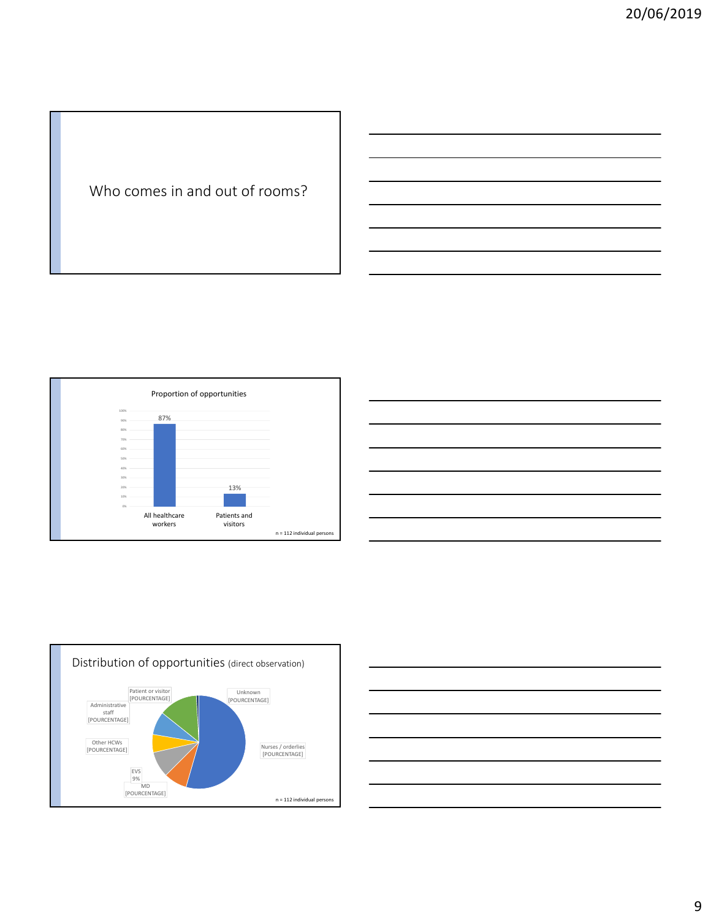## Who comes in and out of rooms?

---

**Proportion of opportunities**

| | Proportion |
|---|---|
| All healthcare workers | 87% |
| Patients and visitors | 13% |

n = 112 individual persons

---

## Distribution of opportunities (direct observation)

- Unknown [POURCENTAGE]
- Nurses / orderlies [POURCENTAGE]
- MD [POURCENTAGE]
- EVS 9%
- Other HCWs [POURCENTAGE]
- Administrative staff [POURCENTAGE]
- Patient or visitor [POURCENTAGE]

n = 112 individual persons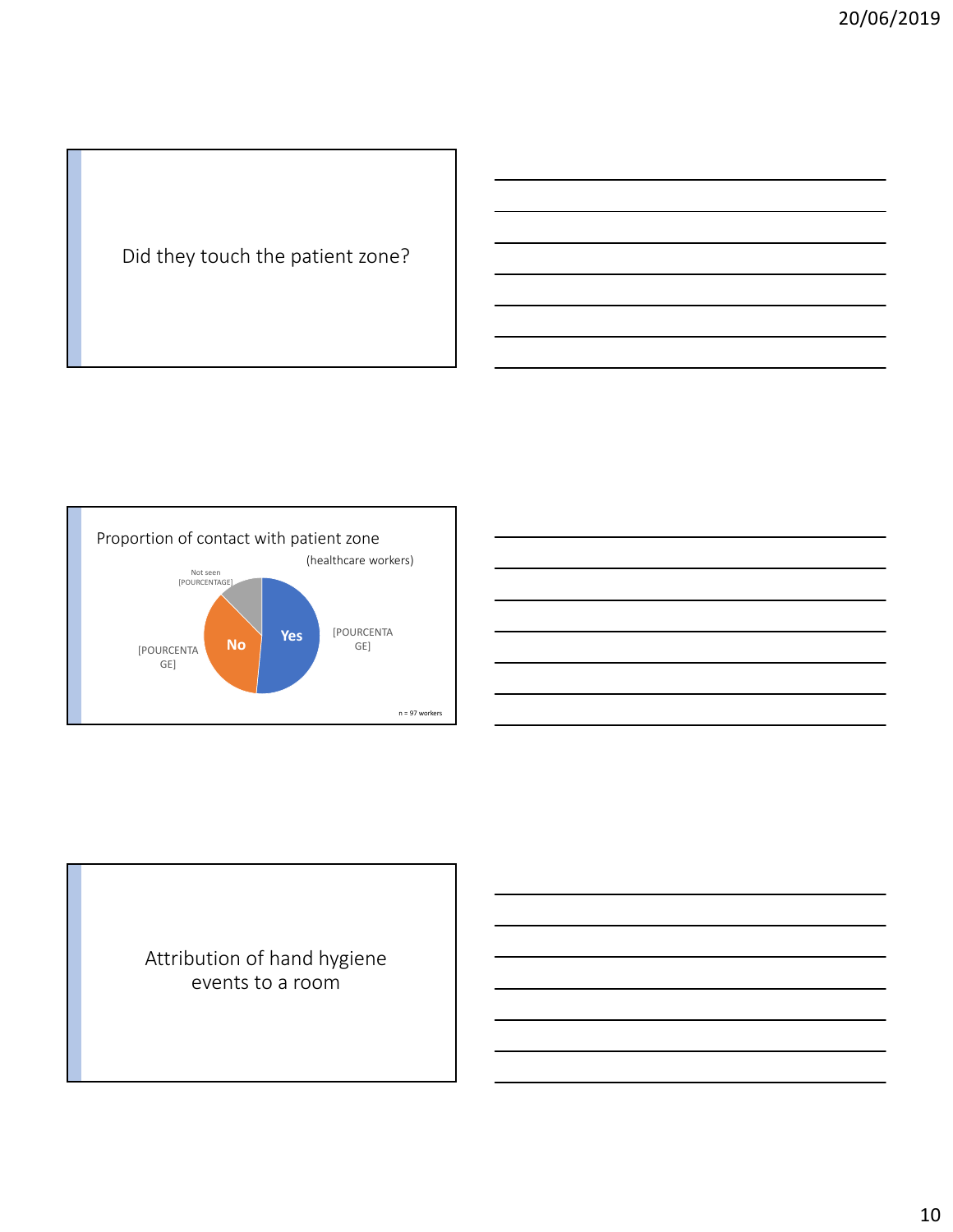## Did they touch the patient zone?

## Proportion of contact with patient zone

(healthcare workers)

Not seen
[POURCENTAGE]

No
[POURCENTAGE]

Yes
[POURCENTAGE]

n = 97 workers

## Attribution of hand hygiene events to a room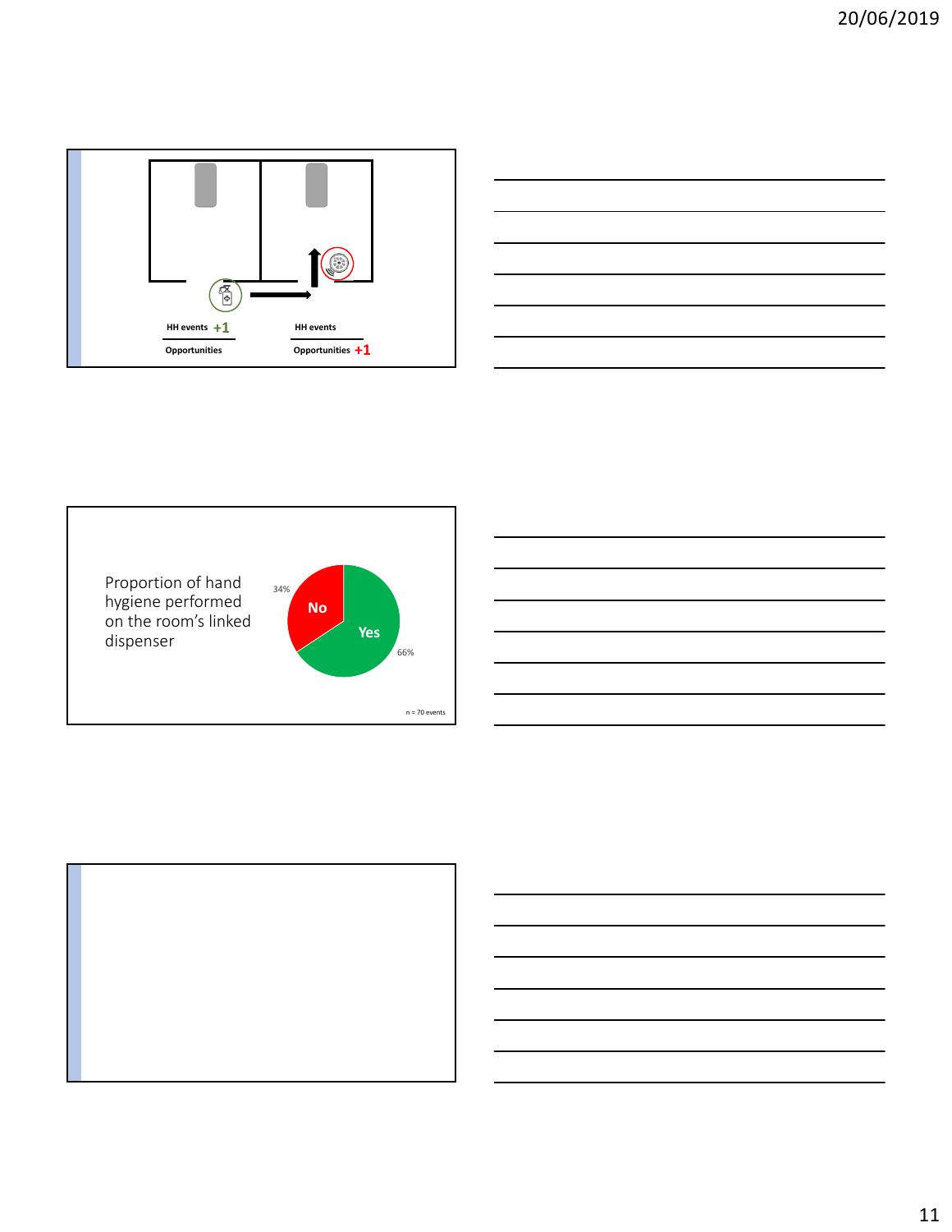HH events +1

Opportunities

HH events

Opportunities +1

Proportion of hand hygiene performed on the room's linked dispenser

34% No

Yes 66%

n = 70 events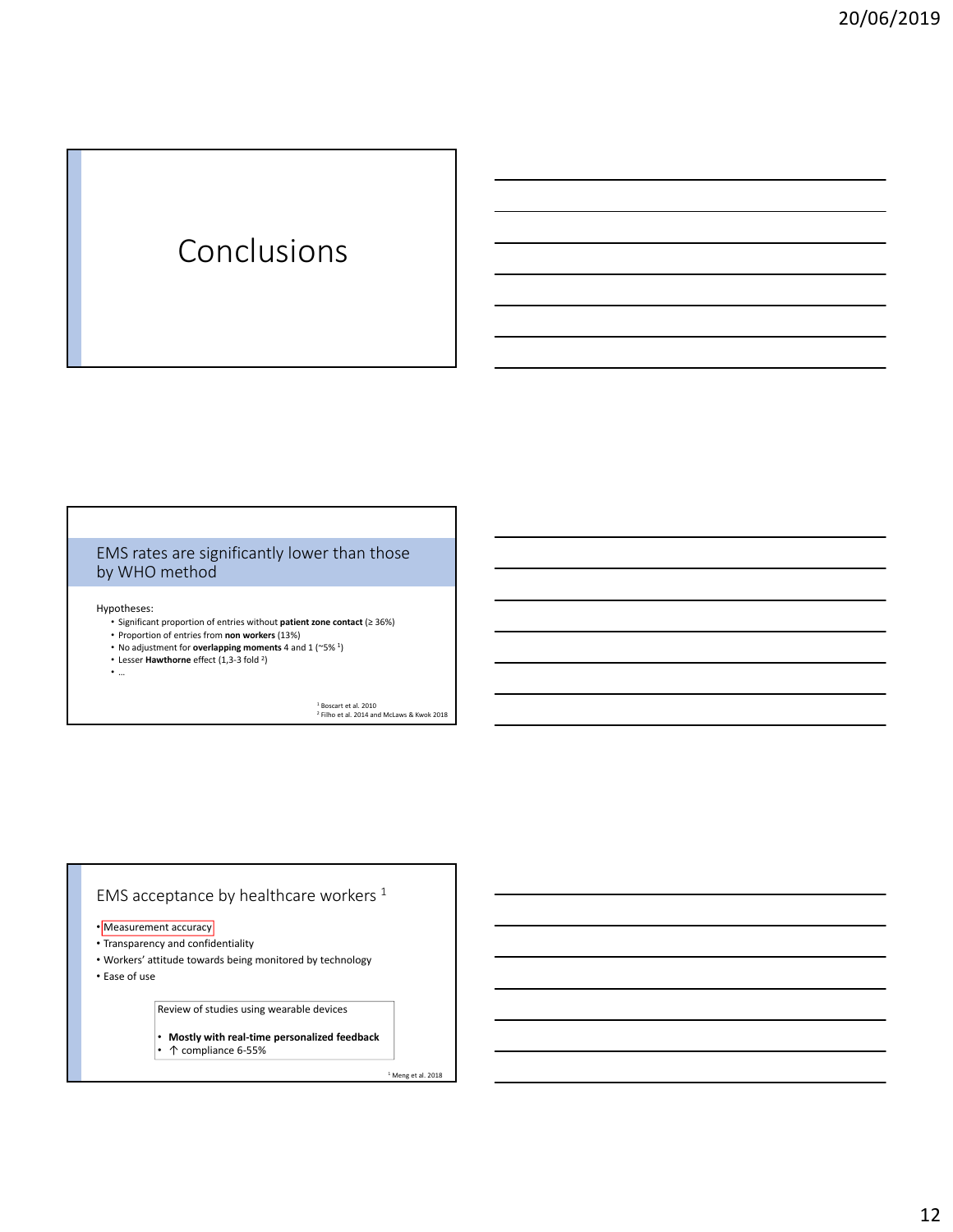# Conclusions

## EMS rates are significantly lower than those by WHO method

Hypotheses:

- Significant proportion of entries without **patient zone contact** (≥ 36%)
- Proportion of entries from **non workers** (13%)
- No adjustment for **overlapping moments** 4 and 1 (~5% [1])
- Lesser **Hawthorne** effect (1,3-3 fold [2])
- …

[1] Boscart et al. 2010
[2] Filho et al. 2014 and McLaws & Kwok 2018

## EMS acceptance by healthcare workers [1]

- Measurement accuracy
- Transparency and confidentiality
- Workers' attitude towards being monitored by technology
- Ease of use

Review of studies using wearable devices

- **Mostly with real-time personalized feedback**
- ↑ compliance 6-55%

[1] Meng et al. 2018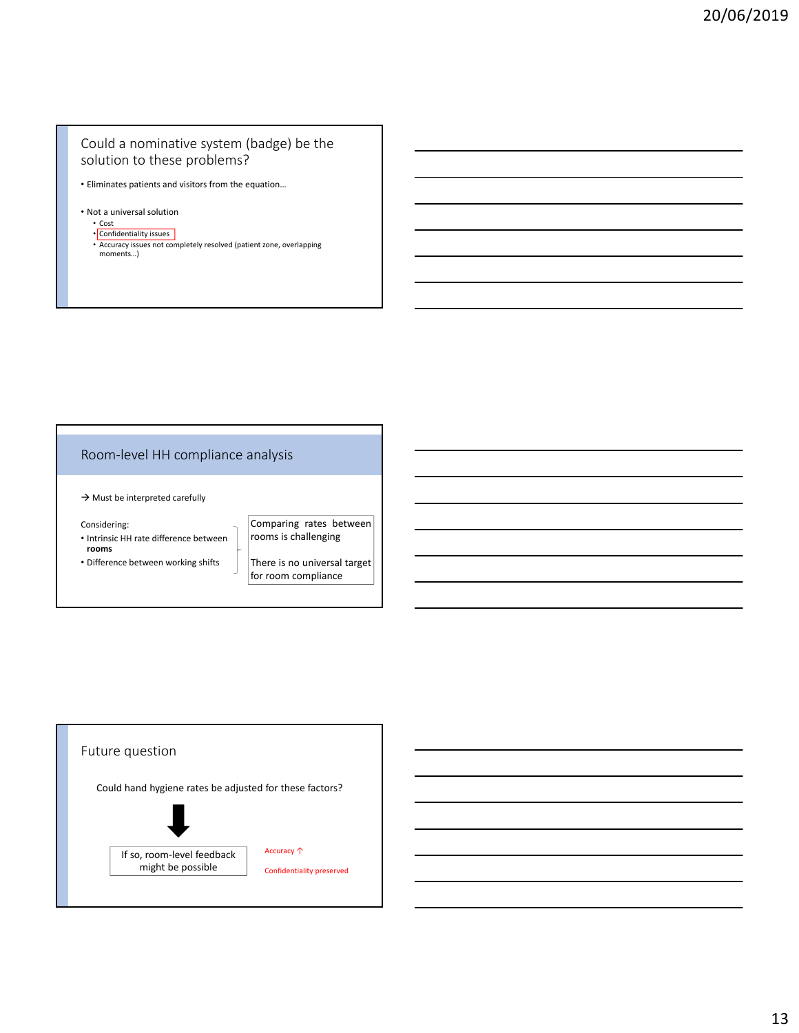## Could a nominative system (badge) be the solution to these problems?

- Eliminates patients and visitors from the equation…
- Not a universal solution
  - Cost
  - Confidentiality issues
  - Accuracy issues not completely resolved (patient zone, overlapping moments…)

## Room-level HH compliance analysis

→ Must be interpreted carefully

Considering:

- Intrinsic HH rate difference between **rooms**
- Difference between working shifts

Comparing rates between rooms is challenging

There is no universal target for room compliance

## Future question

Could hand hygiene rates be adjusted for these factors?

↓

If so, room-level feedback might be possible

Accuracy ↑

Confidentiality preserved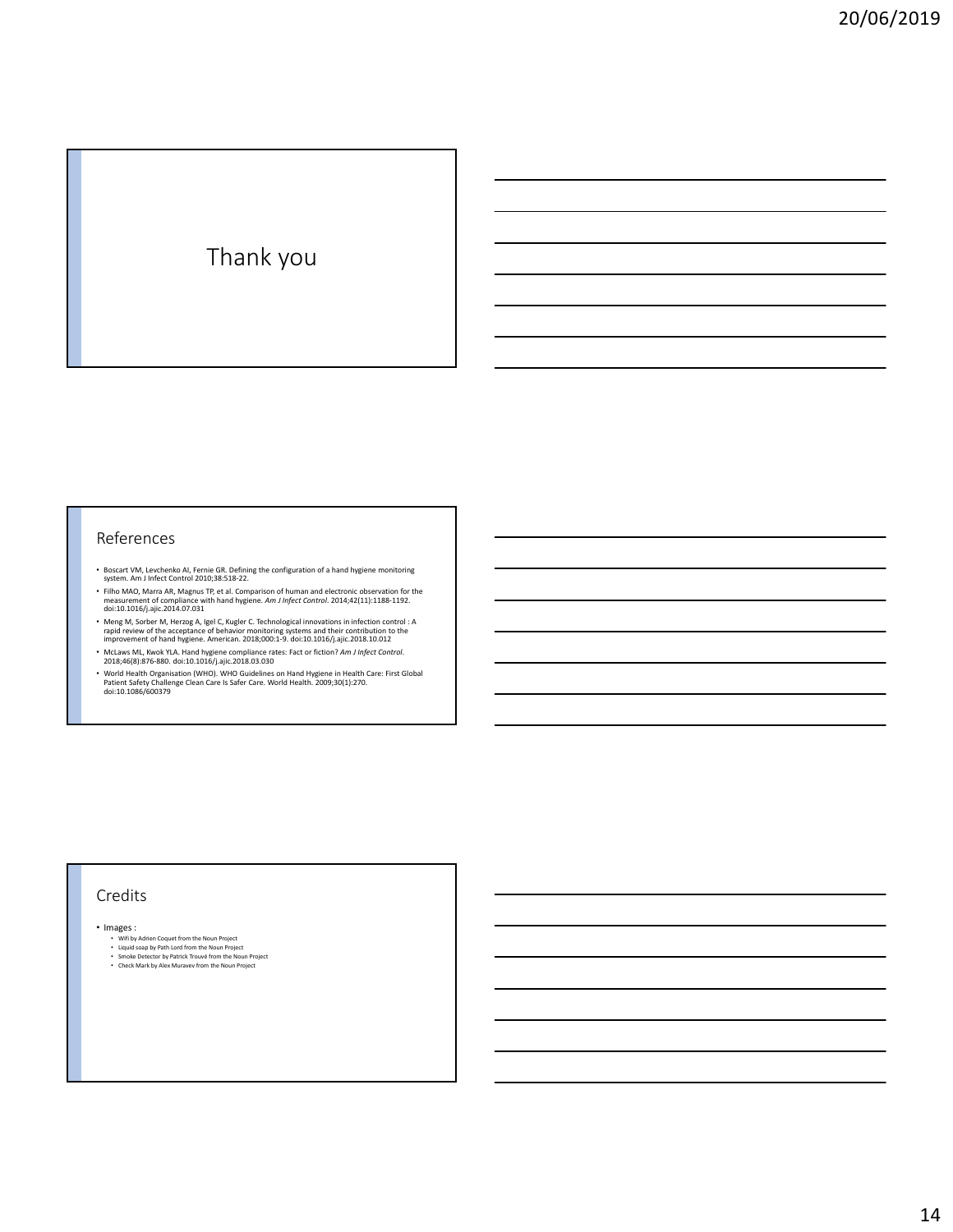# Thank you

## References

- Boscart VM, Levchenko AI, Fernie GR. Defining the configuration of a hand hygiene monitoring system. Am J Infect Control 2010;38:518-22.
- Filho MAO, Marra AR, Magnus TP, et al. Comparison of human and electronic observation for the measurement of compliance with hand hygiene. *Am J Infect Control*. 2014;42(11):1188-1192. doi:10.1016/j.ajic.2014.07.031
- Meng M, Sorber M, Herzog A, Igel C, Kugler C. Technological innovations in infection control : A rapid review of the acceptance of behavior monitoring systems and their contribution to the improvement of hand hygiene. American. 2018;000:1-9. doi:10.1016/j.ajic.2018.10.012
- McLaws ML, Kwok YLA. Hand hygiene compliance rates: Fact or fiction? *Am J Infect Control*. 2018;46(8):876-880. doi:10.1016/j.ajic.2018.03.030
- World Health Organisation (WHO). WHO Guidelines on Hand Hygiene in Health Care: First Global Patient Safety Challenge Clean Care Is Safer Care. World Health. 2009;30(1):270. doi:10.1086/600379

## Credits

- Images :
  - Wifi by Adrien Coquet from the Noun Project
  - Liquid soap by Path Lord from the Noun Project
  - Smoke Detector by Patrick Trouvé from the Noun Project
  - Check Mark by Alex Muravev from the Noun Project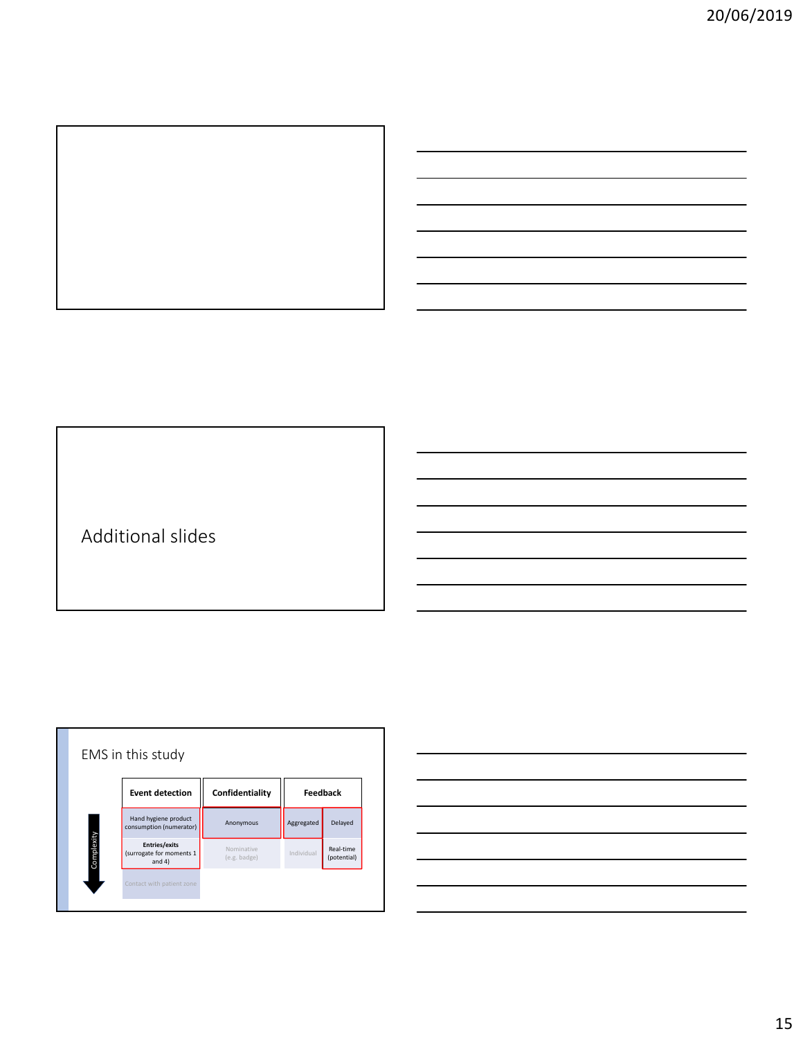Additional slides

## EMS in this study

| Event detection | Confidentiality | Feedback | |
|---|---|---|---|
| Hand hygiene product consumption (numerator) | Anonymous | Aggregated | Delayed |
| **Entries/exits** (surrogate for moments 1 and 4) | Nominative (e.g. badge) | Individual | Real-time (potential) |
| Contact with patient zone | | | |

Complexity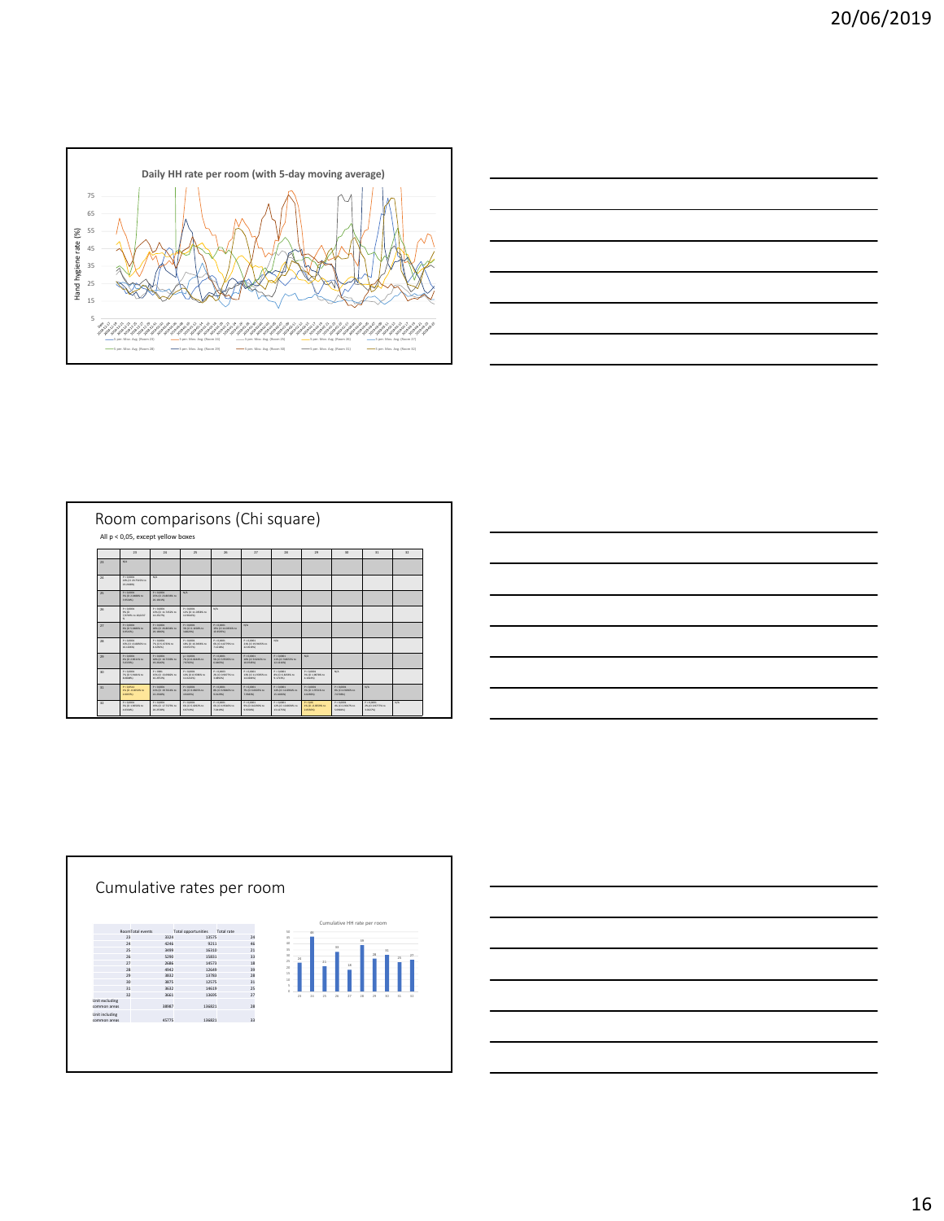Daily HH rate per room (with 5-day moving average)

Room comparisons (Chi square)

All p < 0,05, except yellow boxes

Cumulative rates per room

| Room | Total events | Total opportunities | Total rate |
|---|---|---|---|
| 23 | 3324 | 13575 | 24 |
| 24 | 4246 | 9211 | 46 |
| 25 | 3499 | 16310 | 21 |
| 26 | 5290 | 15831 | 33 |
| 27 | 2686 | 14573 | 18 |
| 28 | 4942 | 12649 | 39 |
| 29 | 3832 | 13783 | 28 |
| 30 | 3875 | 12575 | 31 |
| 31 | 3632 | 14619 | 25 |
| 32 | 3661 | 13695 | 27 |
| Unit excluding common areas | 38987 | 136821 | 28 |
| Unit including common areas | 45775 | 136821 | 33 |

Cumulative HH rate per room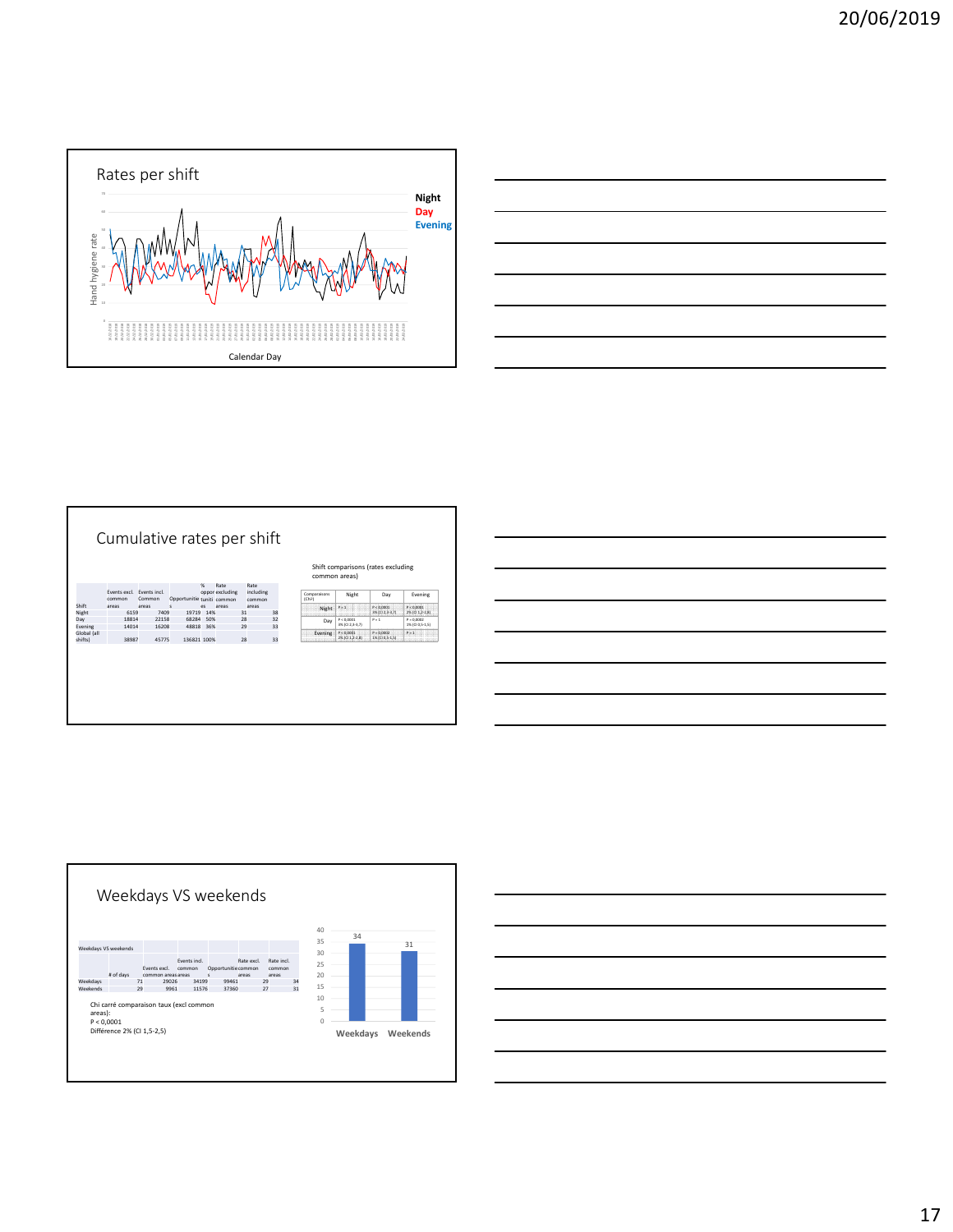## Rates per shift

Hand hygiene rate

Night
Day
Evening

Calendar Day

## Cumulative rates per shift

| Shift | Events excl. common areas | Events incl. Common areas | Opportunities | % opportunities | Rate excluding common areas | Rate including common areas |
|---|---|---|---|---|---|---|
| Night | 6159 | 7409 | 19719 | 14% | 31 | 38 |
| Day | 18814 | 22158 | 68284 | 50% | 28 | 32 |
| Evening | 14014 | 16208 | 48818 | 36% | 29 | 33 |
| Global (all shifts) | 38987 | 45775 | 136821 | 100% | 28 | 33 |

Shift comparisons (rates excluding common areas)

| Comparisons (Chi²) | Night | Day | Evening |
|---|---|---|---|
| Night | P = 1 | P < 0,0001 3% (CI 2,3-3,7) | P < 0,0001 2% (CI 1,2-2,8) |
| Day | P < 0,0001 3% (CI 2,3-3,7) | P = 1 | P = 0,0002 1% (CI 0,5-1,5) |
| Evening | P < 0,0001 2% (CI 1,2-2,8) | P = 0,0002 1% (CI 0,5-1,5) | P = 1 |

## Weekdays VS weekends

Weekdays VS weekends

| | # of days | Events excl. common areas | Events incl. common areas | Opportunities | Rate excl. common areas | Rate incl. common areas |
|---|---|---|---|---|---|---|
| Weekdays | 71 | 29026 | 34199 | 99461 | 29 | 34 |
| Weekends | 29 | 9961 | 11576 | 37360 | 27 | 31 |

Chi carré comparaison taux (excl common areas):
P < 0,0001
Différence 2% (CI 1,5-2,5)

| | Weekdays | Weekends |
|---|---|---|
| Rate | 34 | 31 |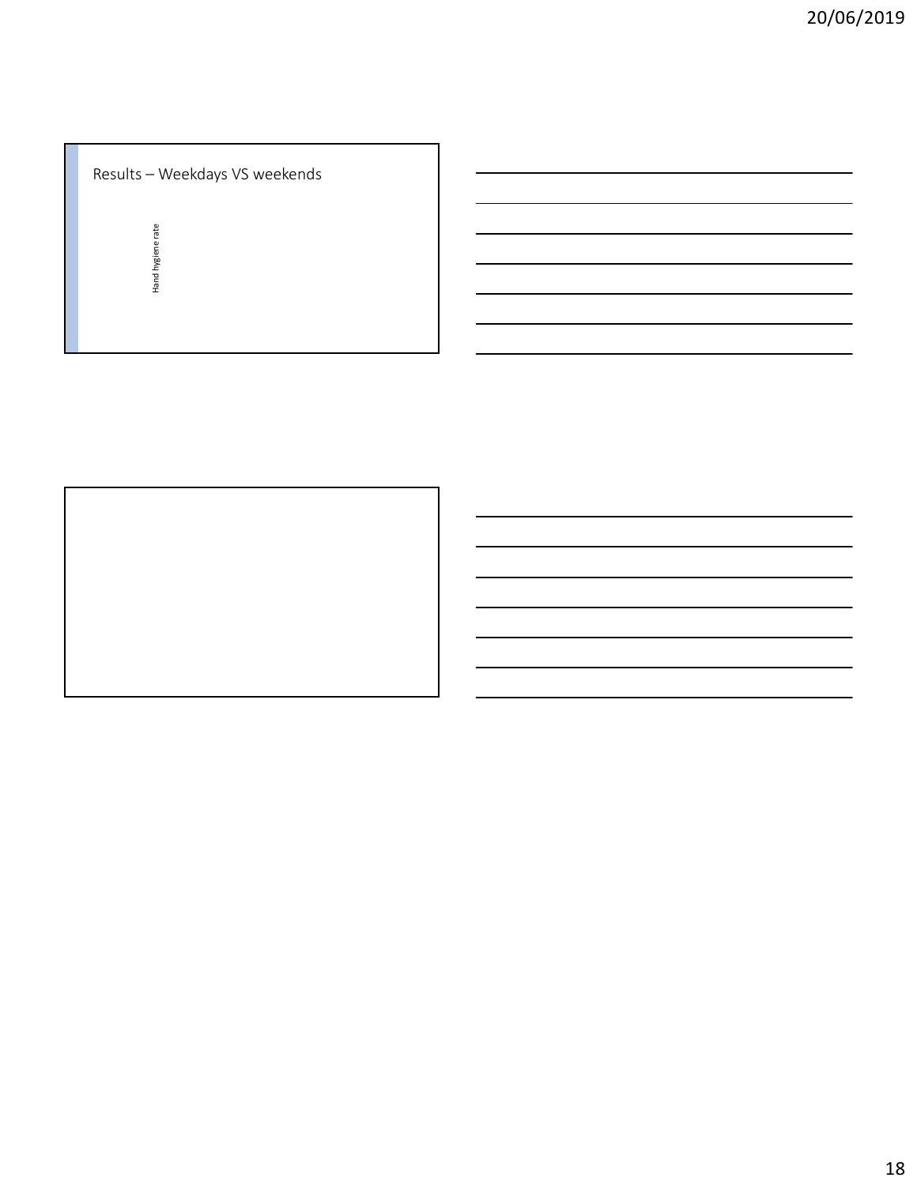## Results – Weekdays VS weekends

Hand hygiene rate